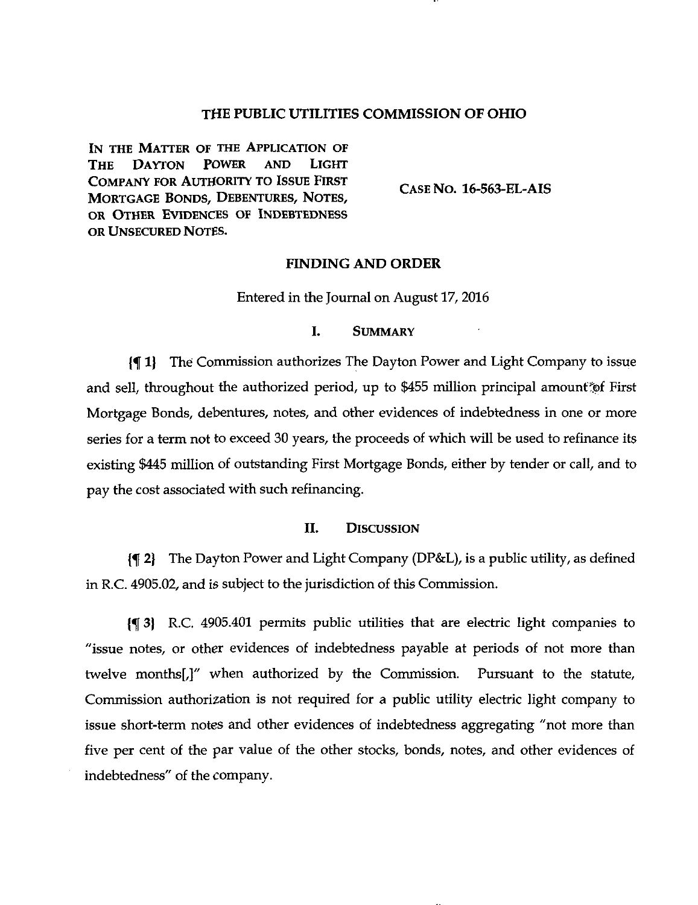# THE PUBLIC UTILITIES COMMISSION OF OHIO

IN THE MATTER OF THE APPLICATION OF THE DAYTON POWER AND LIGHT COMPANY FOR AUTHORITY TO ISSUE FIRST MORTGAGE BONDS, DEBENTURES, NOTES, OR OTHER EVIDENCES OF INDEBTEDNESS OR UNSECURED NOTES.

CASE NO. 16-563-EL-AIS

## FINDING AND ORDER

Entered in the Journal on August 17, 2016

### I. SUMMARY

{¶ 1} The Commission authorizes The Dayton Power and Light Company to issue and sell, throughout the authorized period, up to $455 million principal amount of First Mortgage Bonds, debentures, notes, and other evidences of indebtedness in one or more series for a term not to exceed 30 years, the proceeds of which will be used to refinance its existing $445 million of outstanding First Mortgage Bonds, either by tender or call, and to pay the cost associated with such refinancing.

### II. DISCUSSION

{¶ 2} The Dayton Power and Light Company (DP&L), is a public utility, as defined in R.C. 4905.02, and is subject to the jurisdiction of this Commission.

{¶ 3} R.C. 4905.401 permits public utilities that are electric light companies to "issue notes, or other evidences of indebtedness payable at periods of not more than twelve months[,]" when authorized by the Commission. Pursuant to the statute, Commission authorization is not required for a public utility electric light company to issue short-term notes and other evidences of indebtedness aggregating "not more than five per cent of the par value of the other stocks, bonds, notes, and other evidences of indebtedness" of the company.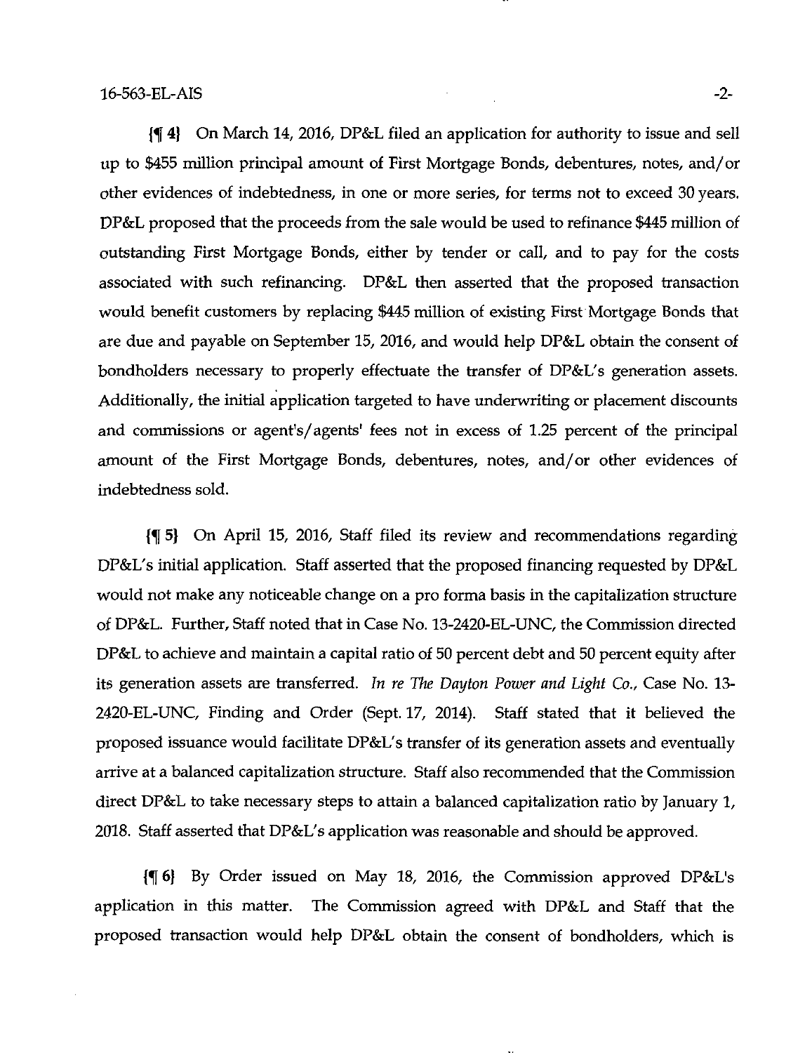{¶ 4} On March 14, 2016, DP&L filed an application for authority to issue and sell up to $455 million principal amount of First Mortgage Bonds, debentures, notes, and/or other evidences of indebtedness, in one or more series, for terms not to exceed 30 years. DP&L proposed that the proceeds from the sale would be used to refinance $445 million of outstanding First Mortgage Bonds, either by tender or call, and to pay for the costs associated with such refinancing. DP&L then asserted that the proposed transaction would benefit customers by replacing $445 million of existing First Mortgage Bonds that are due and payable on September 15, 2016, and would help DP&L obtain the consent of bondholders necessary to properly effectuate the transfer of DP&L's generation assets. Additionally, the initial application targeted to have underwriting or placement discounts and commissions or agent's/agents' fees not in excess of 1.25 percent of the principal amount of the First Mortgage Bonds, debentures, notes, and/or other evidences of indebtedness sold.

{¶ 5} On April 15, 2016, Staff filed its review and recommendations regarding DP&L's initial application. Staff asserted that the proposed financing requested by DP&L would not make any noticeable change on a pro forma basis in the capitalization structure of DP&L. Further, Staff noted that in Case No. 13-2420-EL-UNC, the Commission directed DP&L to achieve and maintain a capital ratio of 50 percent debt and 50 percent equity after its generation assets are transferred. *In re The Dayton Power and Light Co.*, Case No. 13-2420-EL-UNC, Finding and Order (Sept. 17, 2014). Staff stated that it believed the proposed issuance would facilitate DP&L's transfer of its generation assets and eventually arrive at a balanced capitalization structure. Staff also recommended that the Commission direct DP&L to take necessary steps to attain a balanced capitalization ratio by January 1, 2018. Staff asserted that DP&L's application was reasonable and should be approved.

{¶ 6} By Order issued on May 18, 2016, the Commission approved DP&L's application in this matter. The Commission agreed with DP&L and Staff that the proposed transaction would help DP&L obtain the consent of bondholders, which is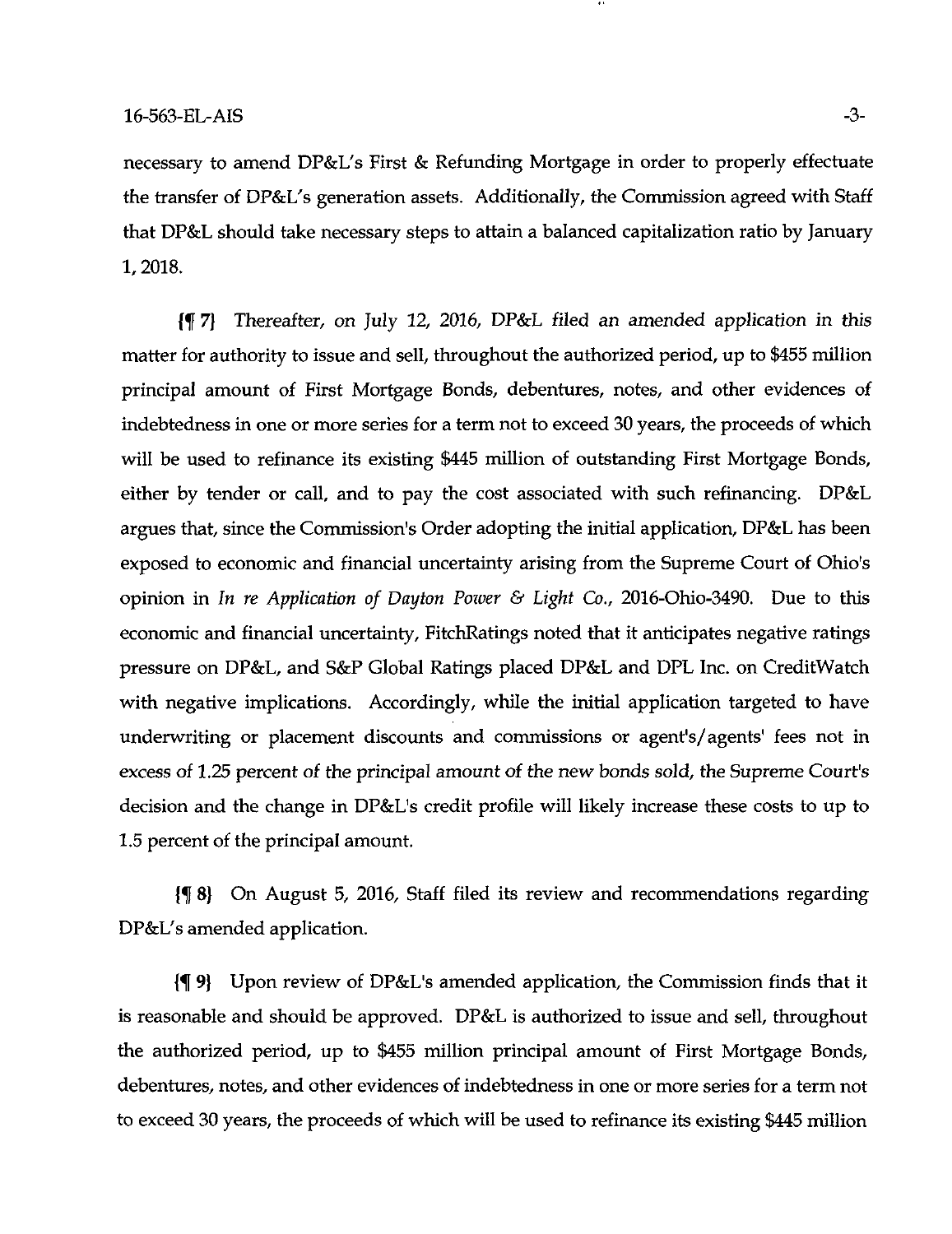necessary to amend DP&L's First & Refunding Mortgage in order to properly effectuate the transfer of DP&L's generation assets. Additionally, the Commission agreed with Staff that DP&L should take necessary steps to attain a balanced capitalization ratio by January 1, 2018.

{¶ 7} Thereafter, on July 12, 2016, DP&L filed an amended application in this matter for authority to issue and sell, throughout the authorized period, up to $455 million principal amount of First Mortgage Bonds, debentures, notes, and other evidences of indebtedness in one or more series for a term not to exceed 30 years, the proceeds of which will be used to refinance its existing $445 million of outstanding First Mortgage Bonds, either by tender or call, and to pay the cost associated with such refinancing. DP&L argues that, since the Commission's Order adopting the initial application, DP&L has been exposed to economic and financial uncertainty arising from the Supreme Court of Ohio's opinion in *In re Application of Dayton Power & Light Co.*, 2016-Ohio-3490. Due to this economic and financial uncertainty, FitchRatings noted that it anticipates negative ratings pressure on DP&L, and S&P Global Ratings placed DP&L and DPL Inc. on CreditWatch with negative implications. Accordingly, while the initial application targeted to have underwriting or placement discounts and commissions or agent's/agents' fees not in excess of 1.25 percent of the principal amount of the new bonds sold, the Supreme Court's decision and the change in DP&L's credit profile will likely increase these costs to up to 1.5 percent of the principal amount.

{¶ 8} On August 5, 2016, Staff filed its review and recommendations regarding DP&L's amended application.

{¶ 9} Upon review of DP&L's amended application, the Commission finds that it is reasonable and should be approved. DP&L is authorized to issue and sell, throughout the authorized period, up to $455 million principal amount of First Mortgage Bonds, debentures, notes, and other evidences of indebtedness in one or more series for a term not to exceed 30 years, the proceeds of which will be used to refinance its existing $445 million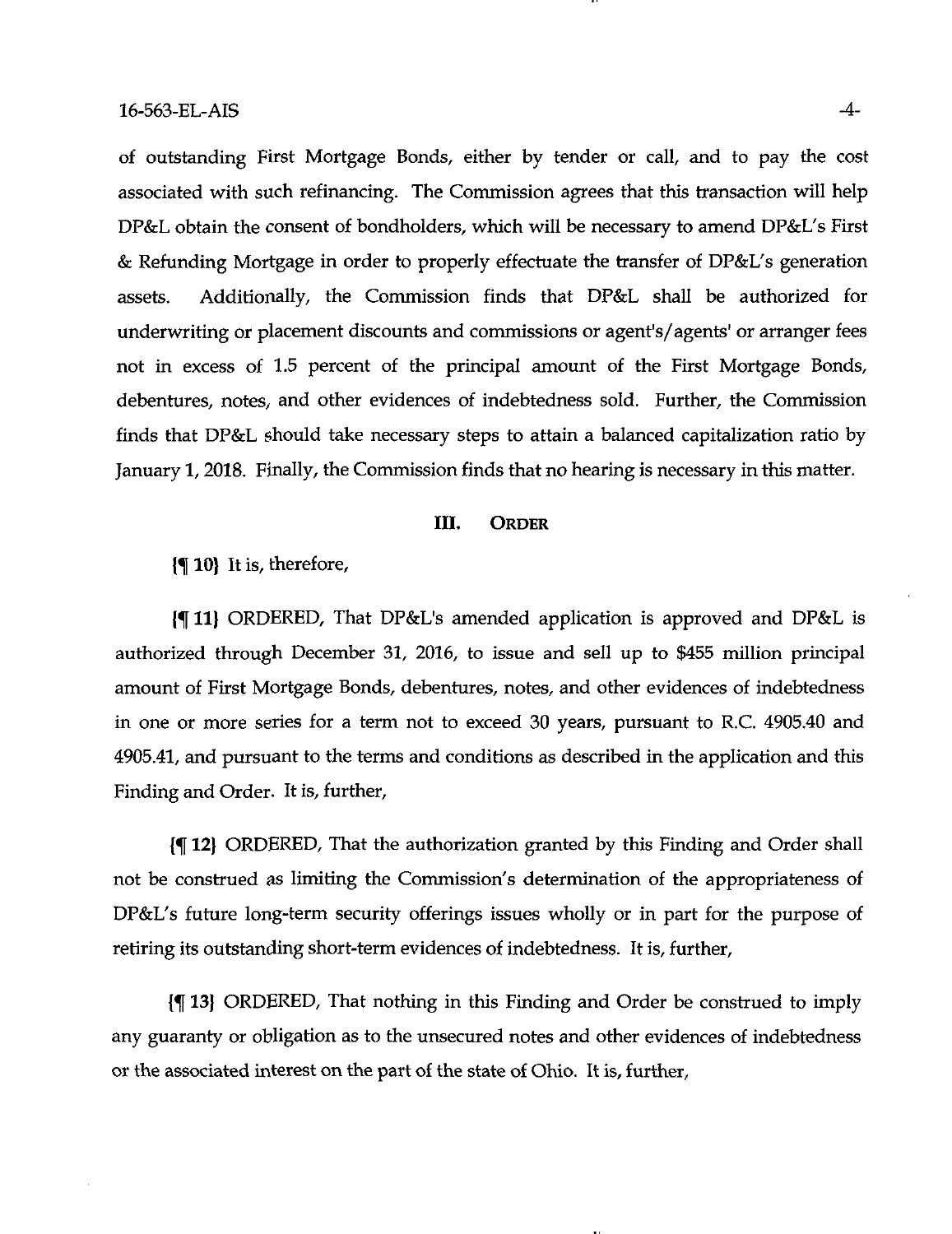of outstanding First Mortgage Bonds, either by tender or call, and to pay the cost associated with such refinancing. The Commission agrees that this transaction will help DP&L obtain the consent of bondholders, which will be necessary to amend DP&L's First & Refunding Mortgage in order to properly effectuate the transfer of DP&L's generation assets. Additionally, the Commission finds that DP&L shall be authorized for underwriting or placement discounts and commissions or agent's/agents' or arranger fees not in excess of 1.5 percent of the principal amount of the First Mortgage Bonds, debentures, notes, and other evidences of indebtedness sold. Further, the Commission finds that DP&L should take necessary steps to attain a balanced capitalization ratio by January 1, 2018. Finally, the Commission finds that no hearing is necessary in this matter.

## III. ORDER

{¶ 10} It is, therefore,

{¶ 11} ORDERED, That DP&L's amended application is approved and DP&L is authorized through December 31, 2016, to issue and sell up to $455 million principal amount of First Mortgage Bonds, debentures, notes, and other evidences of indebtedness in one or more series for a term not to exceed 30 years, pursuant to R.C. 4905.40 and 4905.41, and pursuant to the terms and conditions as described in the application and this Finding and Order. It is, further,

{¶ 12} ORDERED, That the authorization granted by this Finding and Order shall not be construed as limiting the Commission's determination of the appropriateness of DP&L's future long-term security offerings issues wholly or in part for the purpose of retiring its outstanding short-term evidences of indebtedness. It is, further,

{¶ 13} ORDERED, That nothing in this Finding and Order be construed to imply any guaranty or obligation as to the unsecured notes and other evidences of indebtedness or the associated interest on the part of the state of Ohio. It is, further,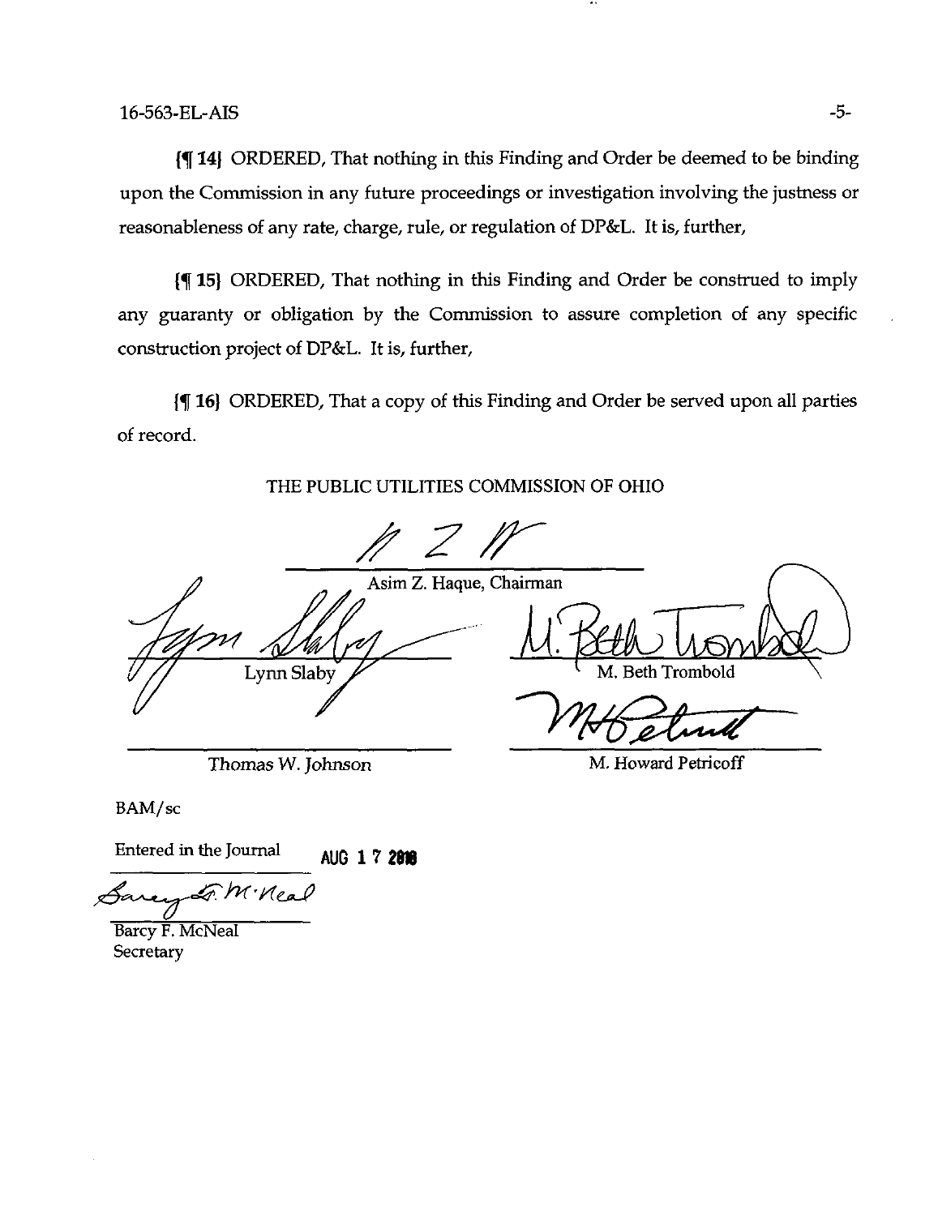{¶ 14} ORDERED, That nothing in this Finding and Order be deemed to be binding upon the Commission in any future proceedings or investigation involving the justness or reasonableness of any rate, charge, rule, or regulation of DP&L. It is, further,

{¶ 15} ORDERED, That nothing in this Finding and Order be construed to imply any guaranty or obligation by the Commission to assure completion of any specific construction project of DP&L. It is, further,

{¶ 16} ORDERED, That a copy of this Finding and Order be served upon all parties of record.

THE PUBLIC UTILITIES COMMISSION OF OHIO

Asim Z. Haque, Chairman

Lynn Slaby

M. Beth Trombold

Thomas W. Johnson

M. Howard Petricoff

BAM/sc

Entered in the Journal AUG 1 7 2018

Barcy F. McNeal
Secretary